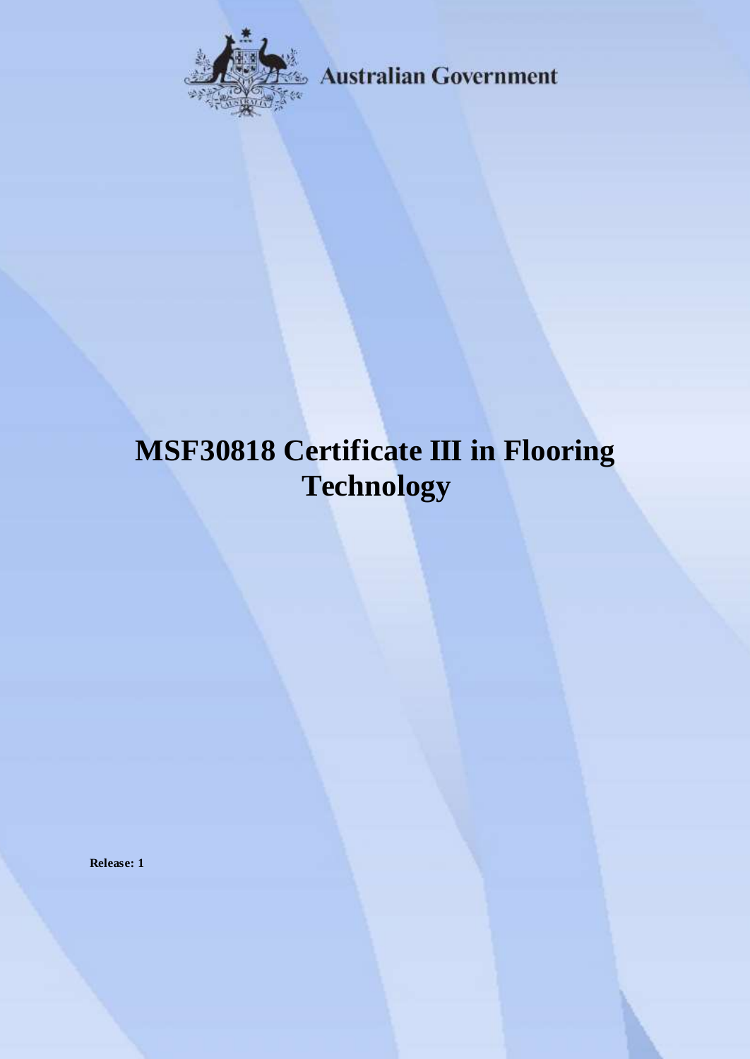Australian Government

# MSF30818 Certificate III in Flooring Technology

**Release: 1**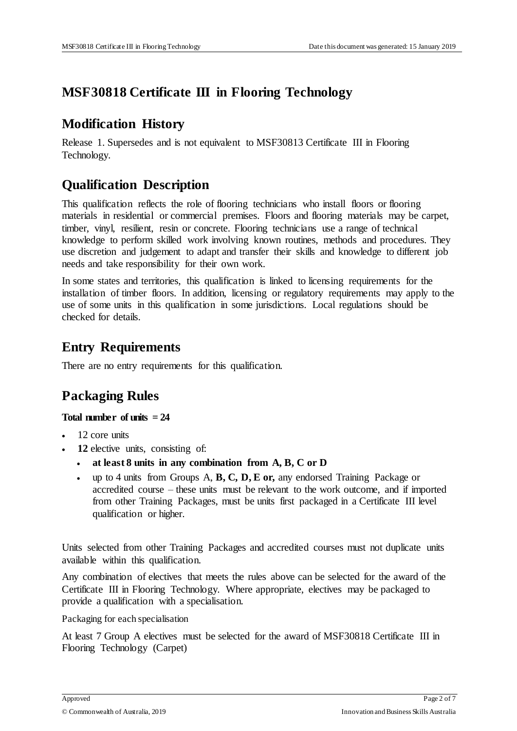# MSF30818 Certificate III in Flooring Technology

## Modification History

Release 1. Supersedes and is not equivalent to MSF30813 Certificate III in Flooring Technology.

## Qualification Description

This qualification reflects the role of flooring technicians who install floors or flooring materials in residential or commercial premises. Floors and flooring materials may be carpet, timber, vinyl, resilient, resin or concrete. Flooring technicians use a range of technical knowledge to perform skilled work involving known routines, methods and procedures. They use discretion and judgement to adapt and transfer their skills and knowledge to different job needs and take responsibility for their own work.

In some states and territories, this qualification is linked to licensing requirements for the installation of timber floors. In addition, licensing or regulatory requirements may apply to the use of some units in this qualification in some jurisdictions. Local regulations should be checked for details.

## Entry Requirements

There are no entry requirements for this qualification.

## Packaging Rules

**Total number of units = 24**

- 12 core units
- **12** elective units, consisting of:
  - **at least 8 units in any combination from A, B, C or D**
  - up to 4 units from Groups A, **B, C, D, E or,** any endorsed Training Package or accredited course – these units must be relevant to the work outcome, and if imported from other Training Packages, must be units first packaged in a Certificate III level qualification or higher.

Units selected from other Training Packages and accredited courses must not duplicate units available within this qualification.

Any combination of electives that meets the rules above can be selected for the award of the Certificate III in Flooring Technology. Where appropriate, electives may be packaged to provide a qualification with a specialisation.

Packaging for each specialisation

At least 7 Group A electives must be selected for the award of MSF30818 Certificate III in Flooring Technology (Carpet)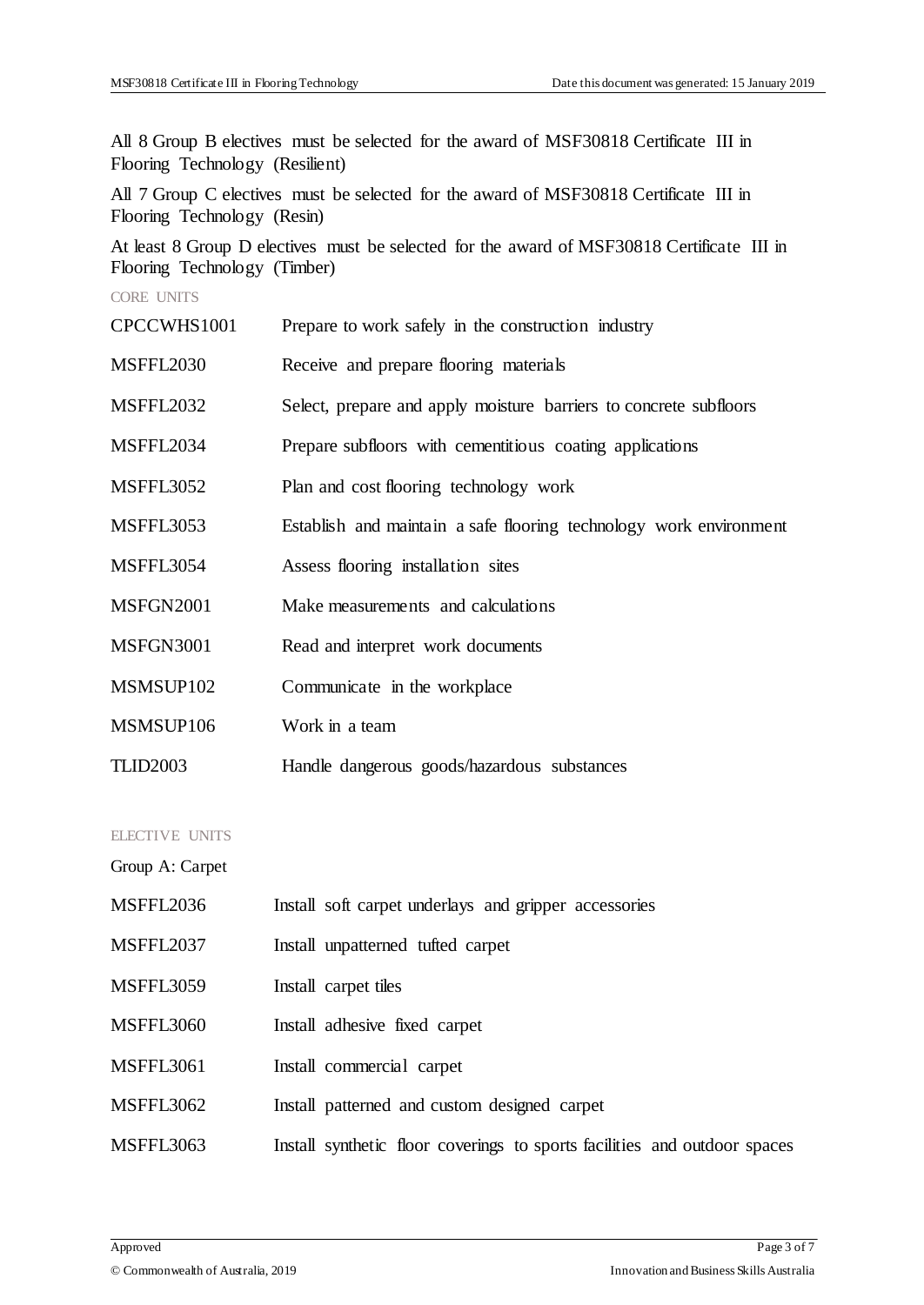All 8 Group B electives must be selected for the award of MSF30818 Certificate III in Flooring Technology (Resilient)

All 7 Group C electives must be selected for the award of MSF30818 Certificate III in Flooring Technology (Resin)

At least 8 Group D electives must be selected for the award of MSF30818 Certificate III in Flooring Technology (Timber)

## CORE UNITS

| | |
|---|---|
| CPCCWHS1001 | Prepare to work safely in the construction industry |
| MSFFL2030 | Receive and prepare flooring materials |
| MSFFL2032 | Select, prepare and apply moisture barriers to concrete subfloors |
| MSFFL2034 | Prepare subfloors with cementitious coating applications |
| MSFFL3052 | Plan and cost flooring technology work |
| MSFFL3053 | Establish and maintain a safe flooring technology work environment |
| MSFFL3054 | Assess flooring installation sites |
| MSFGN2001 | Make measurements and calculations |
| MSFGN3001 | Read and interpret work documents |
| MSMSUP102 | Communicate in the workplace |
| MSMSUP106 | Work in a team |
| TLID2003 | Handle dangerous goods/hazardous substances |

## ELECTIVE UNITS

Group A: Carpet

| | |
|---|---|
| MSFFL2036 | Install soft carpet underlays and gripper accessories |
| MSFFL2037 | Install unpatterned tufted carpet |
| MSFFL3059 | Install carpet tiles |
| MSFFL3060 | Install adhesive fixed carpet |
| MSFFL3061 | Install commercial carpet |
| MSFFL3062 | Install patterned and custom designed carpet |
| MSFFL3063 | Install synthetic floor coverings to sports facilities and outdoor spaces |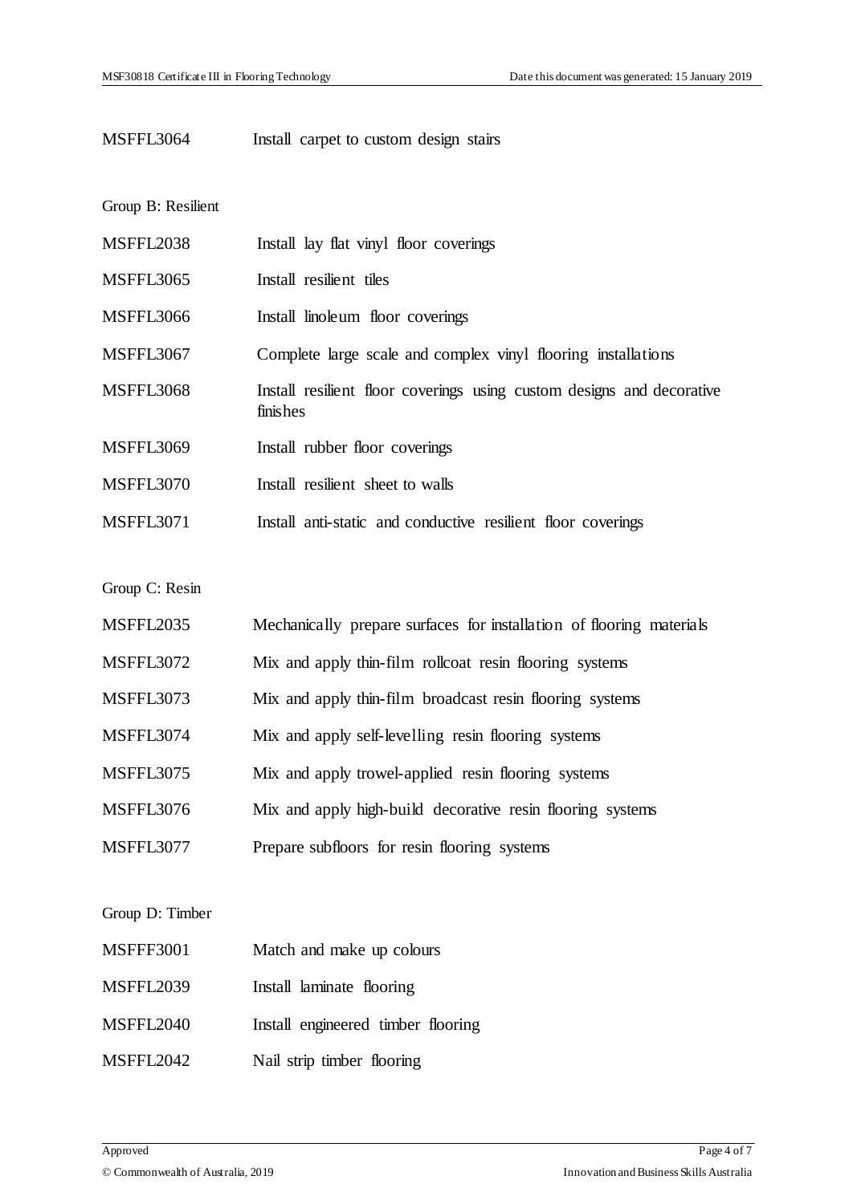MSFFL3064 Install carpet to custom design stairs

Group B: Resilient

MSFFL2038 Install lay flat vinyl floor coverings

MSFFL3065 Install resilient tiles

MSFFL3066 Install linoleum floor coverings

MSFFL3067 Complete large scale and complex vinyl flooring installations

MSFFL3068 Install resilient floor coverings using custom designs and decorative finishes

MSFFL3069 Install rubber floor coverings

MSFFL3070 Install resilient sheet to walls

MSFFL3071 Install anti-static and conductive resilient floor coverings

Group C: Resin

MSFFL2035 Mechanically prepare surfaces for installation of flooring materials

MSFFL3072 Mix and apply thin-film rollcoat resin flooring systems

MSFFL3073 Mix and apply thin-film broadcast resin flooring systems

MSFFL3074 Mix and apply self-levelling resin flooring systems

MSFFL3075 Mix and apply trowel-applied resin flooring systems

MSFFL3076 Mix and apply high-build decorative resin flooring systems

MSFFL3077 Prepare subfloors for resin flooring systems

Group D: Timber

MSFFF3001 Match and make up colours

MSFFL2039 Install laminate flooring

MSFFL2040 Install engineered timber flooring

MSFFL2042 Nail strip timber flooring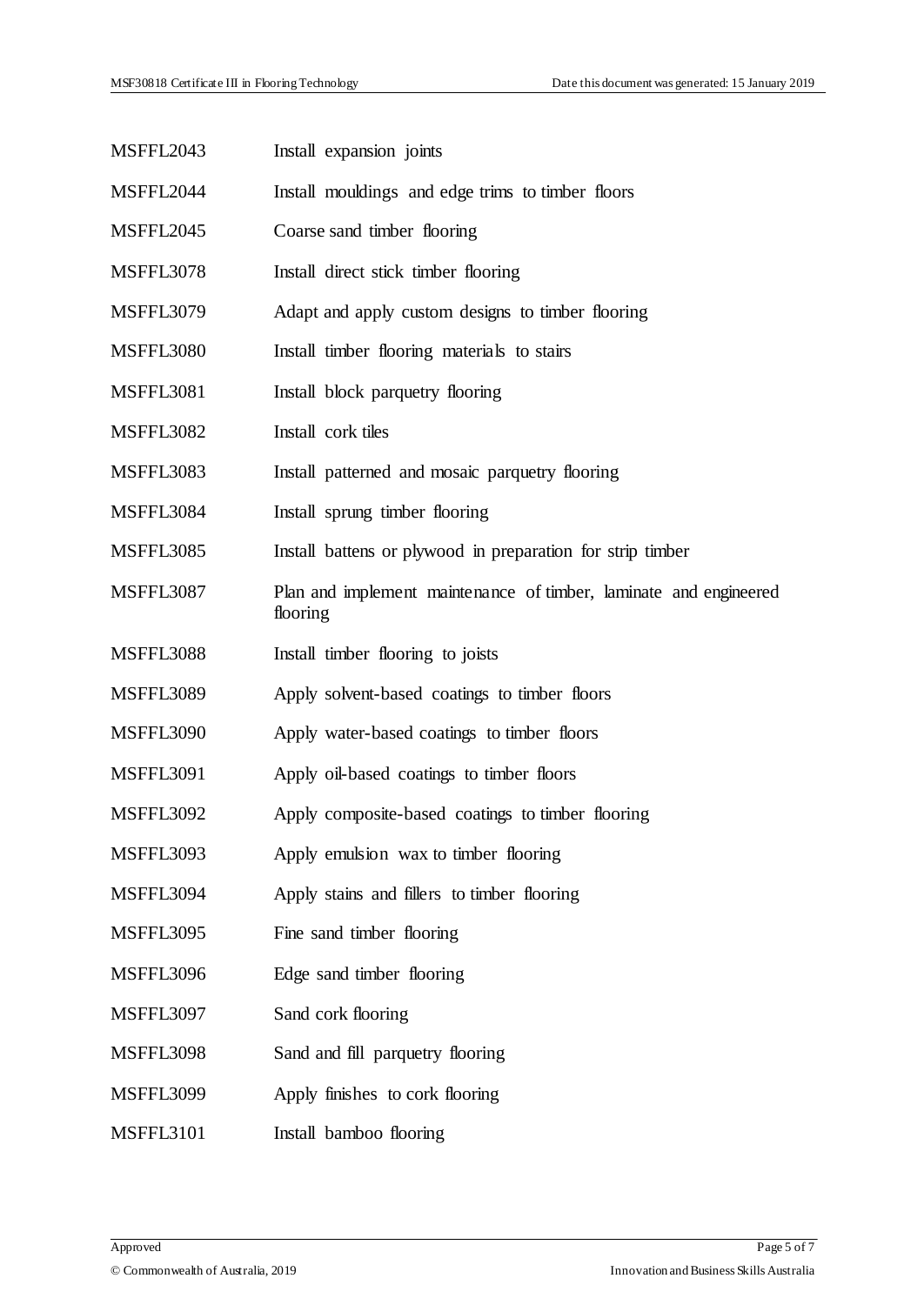| | |
|---|---|
| MSFFL2043 | Install expansion joints |
| MSFFL2044 | Install mouldings and edge trims to timber floors |
| MSFFL2045 | Coarse sand timber flooring |
| MSFFL3078 | Install direct stick timber flooring |
| MSFFL3079 | Adapt and apply custom designs to timber flooring |
| MSFFL3080 | Install timber flooring materials to stairs |
| MSFFL3081 | Install block parquetry flooring |
| MSFFL3082 | Install cork tiles |
| MSFFL3083 | Install patterned and mosaic parquetry flooring |
| MSFFL3084 | Install sprung timber flooring |
| MSFFL3085 | Install battens or plywood in preparation for strip timber |
| MSFFL3087 | Plan and implement maintenance of timber, laminate and engineered flooring |
| MSFFL3088 | Install timber flooring to joists |
| MSFFL3089 | Apply solvent-based coatings to timber floors |
| MSFFL3090 | Apply water-based coatings to timber floors |
| MSFFL3091 | Apply oil-based coatings to timber floors |
| MSFFL3092 | Apply composite-based coatings to timber flooring |
| MSFFL3093 | Apply emulsion wax to timber flooring |
| MSFFL3094 | Apply stains and fillers to timber flooring |
| MSFFL3095 | Fine sand timber flooring |
| MSFFL3096 | Edge sand timber flooring |
| MSFFL3097 | Sand cork flooring |
| MSFFL3098 | Sand and fill parquetry flooring |
| MSFFL3099 | Apply finishes to cork flooring |
| MSFFL3101 | Install bamboo flooring |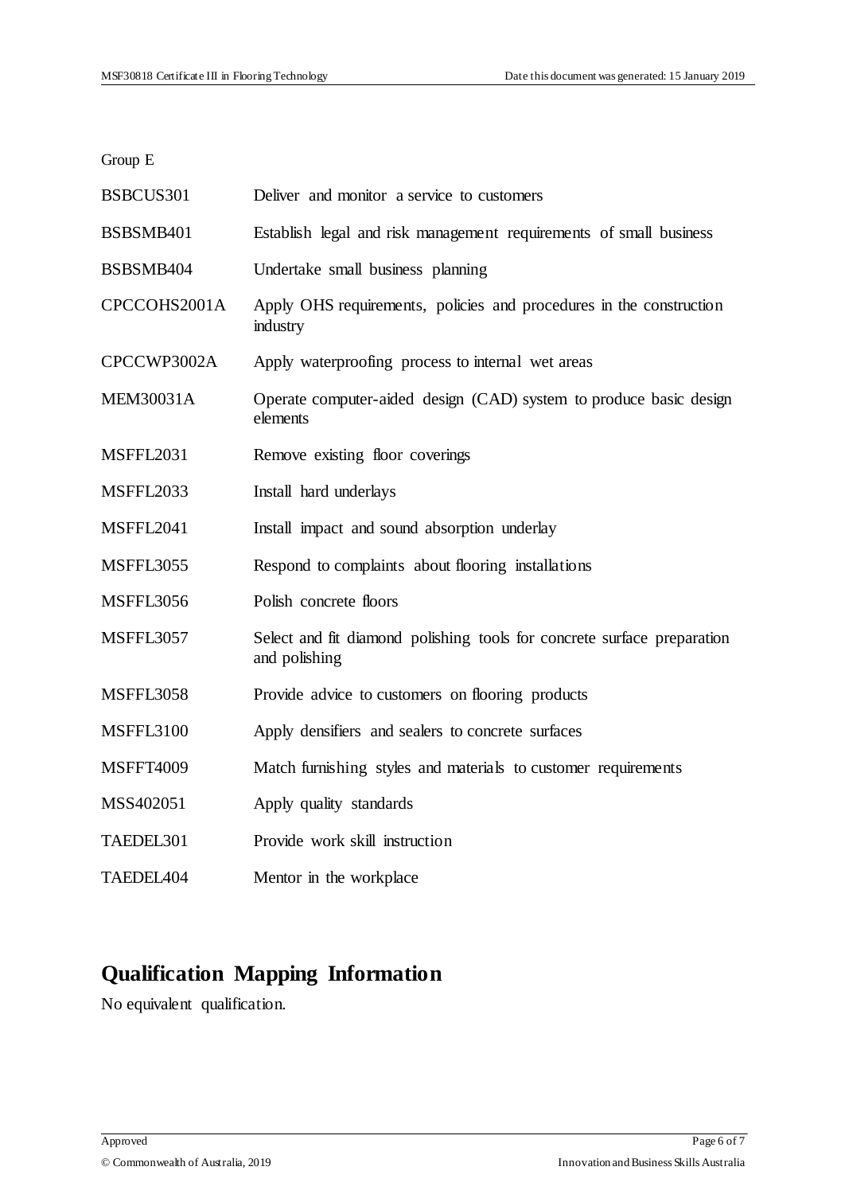Group E

| | |
|---|---|
| BSBCUS301 | Deliver and monitor a service to customers |
| BSBSMB401 | Establish legal and risk management requirements of small business |
| BSBSMB404 | Undertake small business planning |
| CPCCOHS2001A | Apply OHS requirements, policies and procedures in the construction industry |
| CPCCWP3002A | Apply waterproofing process to internal wet areas |
| MEM30031A | Operate computer-aided design (CAD) system to produce basic design elements |
| MSFFL2031 | Remove existing floor coverings |
| MSFFL2033 | Install hard underlays |
| MSFFL2041 | Install impact and sound absorption underlay |
| MSFFL3055 | Respond to complaints about flooring installations |
| MSFFL3056 | Polish concrete floors |
| MSFFL3057 | Select and fit diamond polishing tools for concrete surface preparation and polishing |
| MSFFL3058 | Provide advice to customers on flooring products |
| MSFFL3100 | Apply densifiers and sealers to concrete surfaces |
| MSFFT4009 | Match furnishing styles and materials to customer requirements |
| MSS402051 | Apply quality standards |
| TAEDEL301 | Provide work skill instruction |
| TAEDEL404 | Mentor in the workplace |

## Qualification Mapping Information

No equivalent qualification.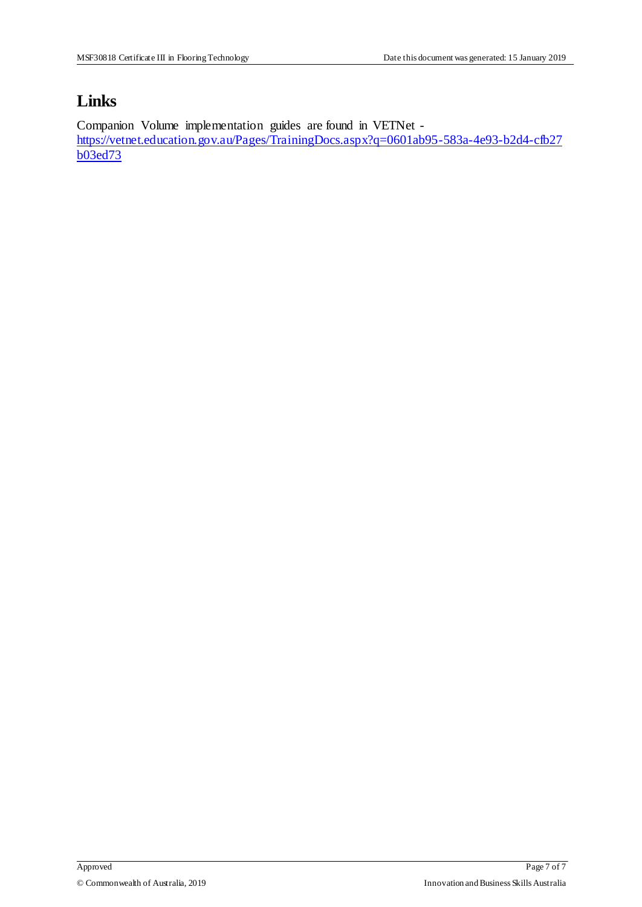# Links

Companion Volume implementation guides are found in VETNet - https://vetnet.education.gov.au/Pages/TrainingDocs.aspx?q=0601ab95-583a-4e93-b2d4-cfb27b03ed73